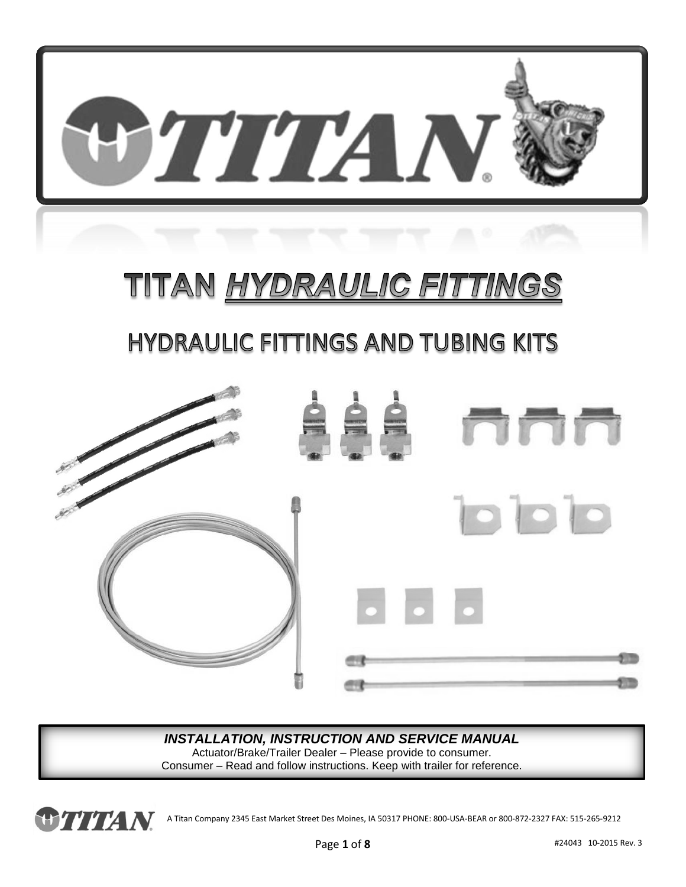# TITAN *HYDRAULIC FITTINGS*

## HYDRAULIC FITTINGS AND TUBING KITS

***INSTALLATION, INSTRUCTION AND SERVICE MANUAL***

Actuator/Brake/Trailer Dealer – Please provide to consumer.
Consumer – Read and follow instructions. Keep with trailer for reference.

A Titan Company 2345 East Market Street Des Moines, IA 50317 PHONE: 800-USA-BEAR or 800-872-2327 FAX: 515-265-9212

#24043 10-2015 Rev. 3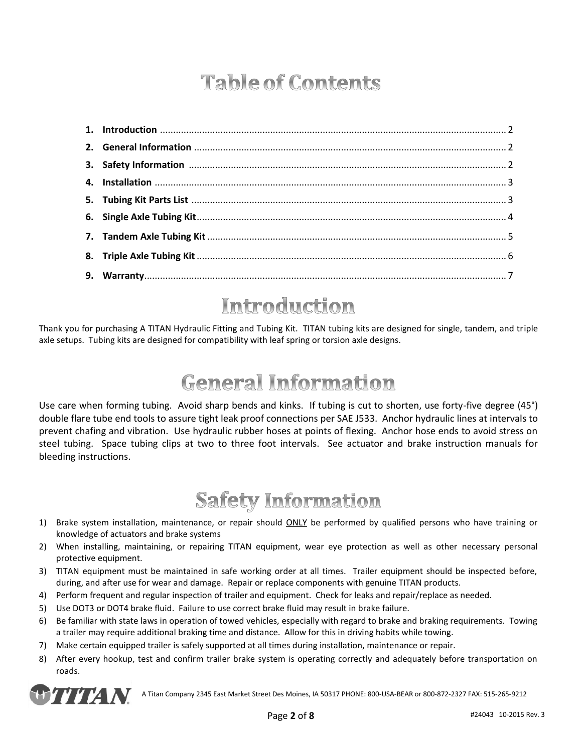# Table of Contents

1. **Introduction** ..................................................................... 2
2. **General Information** ............................................................ 2
3. **Safety Information** ............................................................. 2
4. **Installation** ..................................................................... 3
5. **Tubing Kit Parts List** .......................................................... 3
6. **Single Axle Tubing Kit** ......................................................... 4
7. **Tandem Axle Tubing Kit** ........................................................ 5
8. **Triple Axle Tubing Kit** .......................................................... 6
9. **Warranty** ......................................................................... 7

# Introduction

Thank you for purchasing A TITAN Hydraulic Fitting and Tubing Kit. TITAN tubing kits are designed for single, tandem, and triple axle setups. Tubing kits are designed for compatibility with leaf spring or torsion axle designs.

# General Information

Use care when forming tubing. Avoid sharp bends and kinks. If tubing is cut to shorten, use forty-five degree (45°) double flare tube end tools to assure tight leak proof connections per SAE J533. Anchor hydraulic lines at intervals to prevent chafing and vibration. Use hydraulic rubber hoses at points of flexing. Anchor hose ends to avoid stress on steel tubing. Space tubing clips at two to three foot intervals. See actuator and brake instruction manuals for bleeding instructions.

# Safety Information

1) Brake system installation, maintenance, or repair should ONLY be performed by qualified persons who have training or knowledge of actuators and brake systems
2) When installing, maintaining, or repairing TITAN equipment, wear eye protection as well as other necessary personal protective equipment.
3) TITAN equipment must be maintained in safe working order at all times. Trailer equipment should be inspected before, during, and after use for wear and damage. Repair or replace components with genuine TITAN products.
4) Perform frequent and regular inspection of trailer and equipment. Check for leaks and repair/replace as needed.
5) Use DOT3 or DOT4 brake fluid. Failure to use correct brake fluid may result in brake failure.
6) Be familiar with state laws in operation of towed vehicles, especially with regard to brake and braking requirements. Towing a trailer may require additional braking time and distance. Allow for this in driving habits while towing.
7) Make certain equipped trailer is safely supported at all times during installation, maintenance or repair.
8) After every hookup, test and confirm trailer brake system is operating correctly and adequately before transportation on roads.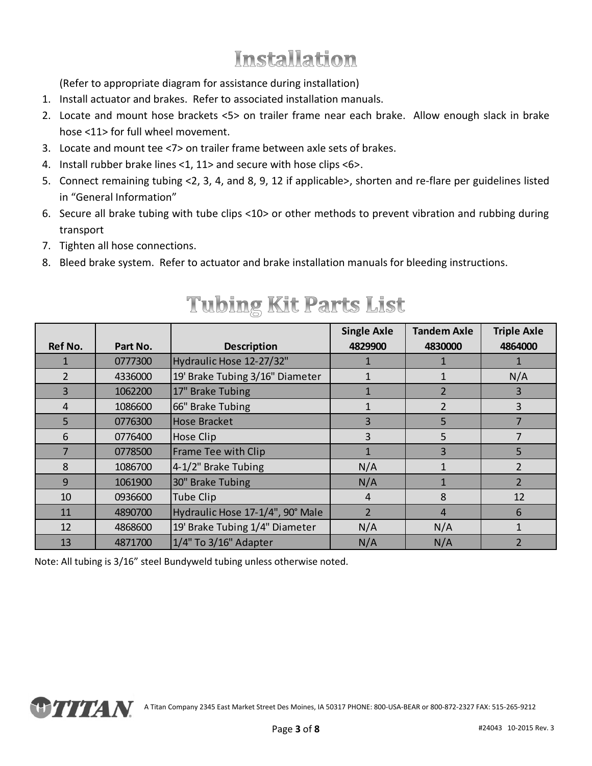# Installation

(Refer to appropriate diagram for assistance during installation)

1. Install actuator and brakes. Refer to associated installation manuals.
2. Locate and mount hose brackets <5> on trailer frame near each brake. Allow enough slack in brake hose <11> for full wheel movement.
3. Locate and mount tee <7> on trailer frame between axle sets of brakes.
4. Install rubber brake lines <1, 11> and secure with hose clips <6>.
5. Connect remaining tubing <2, 3, 4, and 8, 9, 12 if applicable>, shorten and re-flare per guidelines listed in "General Information"
6. Secure all brake tubing with tube clips <10> or other methods to prevent vibration and rubbing during transport
7. Tighten all hose connections.
8. Bleed brake system. Refer to actuator and brake installation manuals for bleeding instructions.

# Tubing Kit Parts List

| Ref No. | Part No. | Description | Single Axle 4829900 | Tandem Axle 4830000 | Triple Axle 4864000 |
|---|---|---|---|---|---|
| 1 | 0777300 | Hydraulic Hose 12-27/32" | 1 | 1 | 1 |
| 2 | 4336000 | 19' Brake Tubing 3/16" Diameter | 1 | 1 | N/A |
| 3 | 1062200 | 17" Brake Tubing | 1 | 2 | 3 |
| 4 | 1086600 | 66" Brake Tubing | 1 | 2 | 3 |
| 5 | 0776300 | Hose Bracket | 3 | 5 | 7 |
| 6 | 0776400 | Hose Clip | 3 | 5 | 7 |
| 7 | 0778500 | Frame Tee with Clip | 1 | 3 | 5 |
| 8 | 1086700 | 4-1/2" Brake Tubing | N/A | 1 | 2 |
| 9 | 1061900 | 30" Brake Tubing | N/A | 1 | 2 |
| 10 | 0936600 | Tube Clip | 4 | 8 | 12 |
| 11 | 4890700 | Hydraulic Hose 17-1/4", 90° Male | 2 | 4 | 6 |
| 12 | 4868600 | 19' Brake Tubing 1/4" Diameter | N/A | N/A | 1 |
| 13 | 4871700 | 1/4" To 3/16" Adapter | N/A | N/A | 2 |

Note: All tubing is 3/16" steel Bundyweld tubing unless otherwise noted.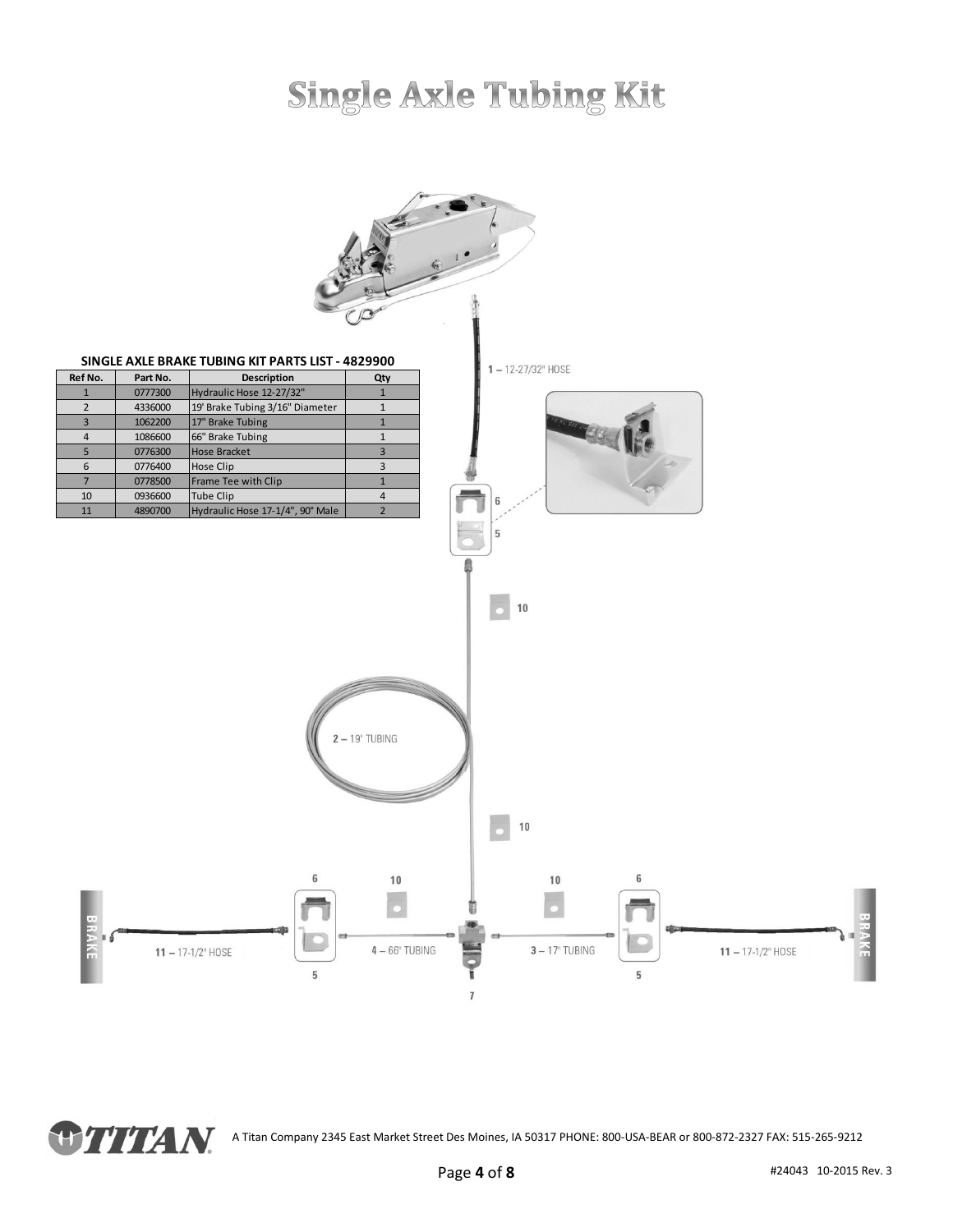# Single Axle Tubing Kit

**SINGLE AXLE BRAKE TUBING KIT PARTS LIST - 4829900**

| Ref No. | Part No. | Description | Qty |
|---|---|---|---|
| 1 | 0777300 | Hydraulic Hose 12-27/32" | 1 |
| 2 | 4336000 | 19' Brake Tubing 3/16" Diameter | 1 |
| 3 | 1062200 | 17" Brake Tubing | 1 |
| 4 | 1086600 | 66" Brake Tubing | 1 |
| 5 | 0776300 | Hose Bracket | 3 |
| 6 | 0776400 | Hose Clip | 3 |
| 7 | 0778500 | Frame Tee with Clip | 1 |
| 10 | 0936600 | Tube Clip | 4 |
| 11 | 4890700 | Hydraulic Hose 17-1/4", 90° Male | 2 |

1 – 12-27/32" HOSE

6

5

10

2 – 19' TUBING

10

6

10

10

6

BRAKE

11 – 17-1/2" HOSE

5

4 – 66" TUBING

3 – 17" TUBING

5

11 – 17-1/2" HOSE

BRAKE

7

A Titan Company 2345 East Market Street Des Moines, IA 50317 PHONE: 800-USA-BEAR or 800-872-2327 FAX: 515-265-9212

#24043 10-2015 Rev. 3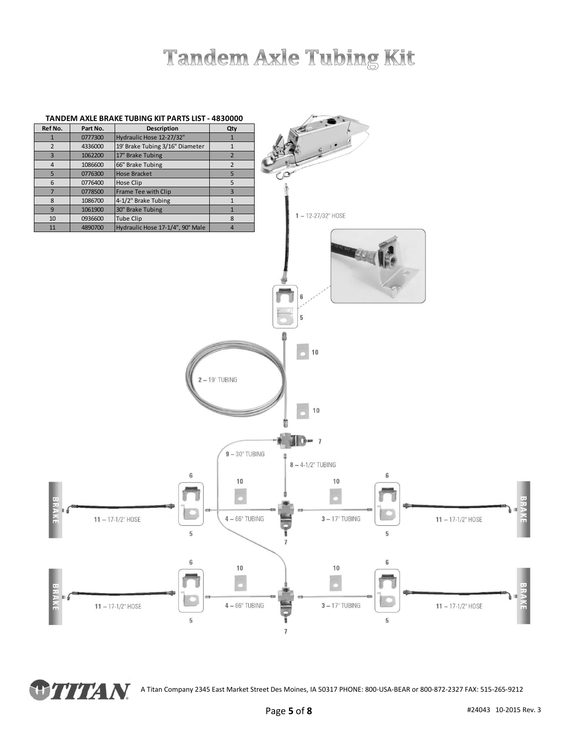# Tandem Axle Tubing Kit

**TANDEM AXLE BRAKE TUBING KIT PARTS LIST - 4830000**

| Ref No. | Part No. | Description | Qty |
|---|---|---|---|
| 1 | 0777300 | Hydraulic Hose 12-27/32" | 1 |
| 2 | 4336000 | 19' Brake Tubing 3/16" Diameter | 1 |
| 3 | 1062200 | 17" Brake Tubing | 2 |
| 4 | 1086600 | 66" Brake Tubing | 2 |
| 5 | 0776300 | Hose Bracket | 5 |
| 6 | 0776400 | Hose Clip | 5 |
| 7 | 0778500 | Frame Tee with Clip | 3 |
| 8 | 1086700 | 4-1/2" Brake Tubing | 1 |
| 9 | 1061900 | 30" Brake Tubing | 1 |
| 10 | 0936600 | Tube Clip | 8 |
| 11 | 4890700 | Hydraulic Hose 17-1/4", 90° Male | 4 |

1 – 12-27/32" HOSE

2 – 19' TUBING

9 – 30" TUBING

8 – 4-1/2" TUBING

4 – 66" TUBING

3 – 17" TUBING

11 – 17-1/2" HOSE

BRAKE

A Titan Company 2345 East Market Street Des Moines, IA 50317 PHONE: 800-USA-BEAR or 800-872-2327 FAX: 515-265-9212

#24043 10-2015 Rev. 3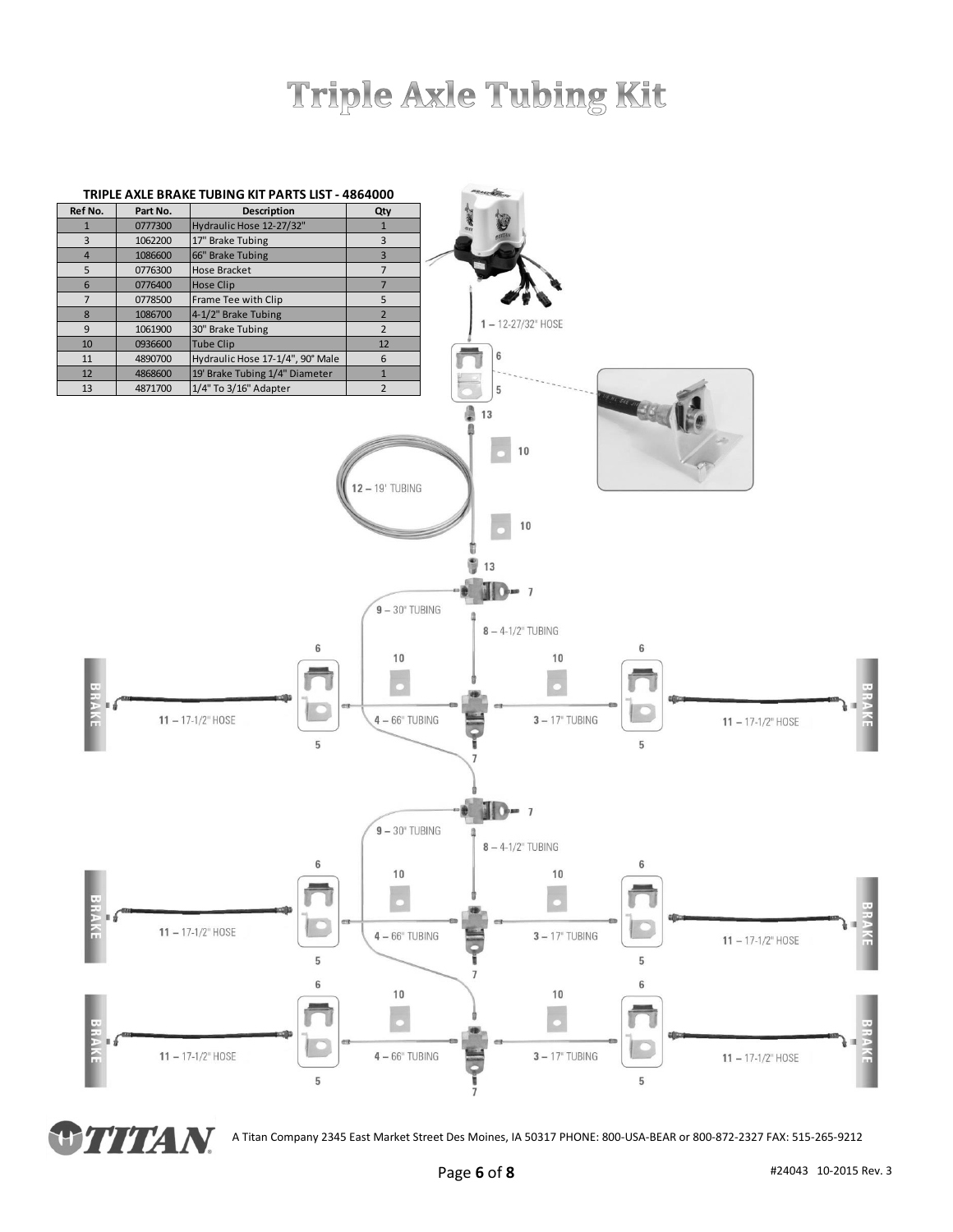# Triple Axle Tubing Kit

**TRIPLE AXLE BRAKE TUBING KIT PARTS LIST - 4864000**

| Ref No. | Part No. | Description | Qty |
|---|---|---|---|
| 1 | 0777300 | Hydraulic Hose 12-27/32" | 1 |
| 3 | 1062200 | 17" Brake Tubing | 3 |
| 4 | 1086600 | 66" Brake Tubing | 3 |
| 5 | 0776300 | Hose Bracket | 7 |
| 6 | 0776400 | Hose Clip | 7 |
| 7 | 0778500 | Frame Tee with Clip | 5 |
| 8 | 1086700 | 4-1/2" Brake Tubing | 2 |
| 9 | 1061900 | 30" Brake Tubing | 2 |
| 10 | 0936600 | Tube Clip | 12 |
| 11 | 4890700 | Hydraulic Hose 17-1/4", 90° Male | 6 |
| 12 | 4868600 | 19' Brake Tubing 1/4" Diameter | 1 |
| 13 | 4871700 | 1/4" To 3/16" Adapter | 2 |

1 – 12-27/32" HOSE

12 – 19' TUBING

9 – 30" TUBING

8 – 4-1/2" TUBING

4 – 66" TUBING

3 – 17" TUBING

11 – 17-1/2" HOSE

BRAKE

A Titan Company 2345 East Market Street Des Moines, IA 50317 PHONE: 800-USA-BEAR or 800-872-2327 FAX: 515-265-9212

#24043 10-2015 Rev. 3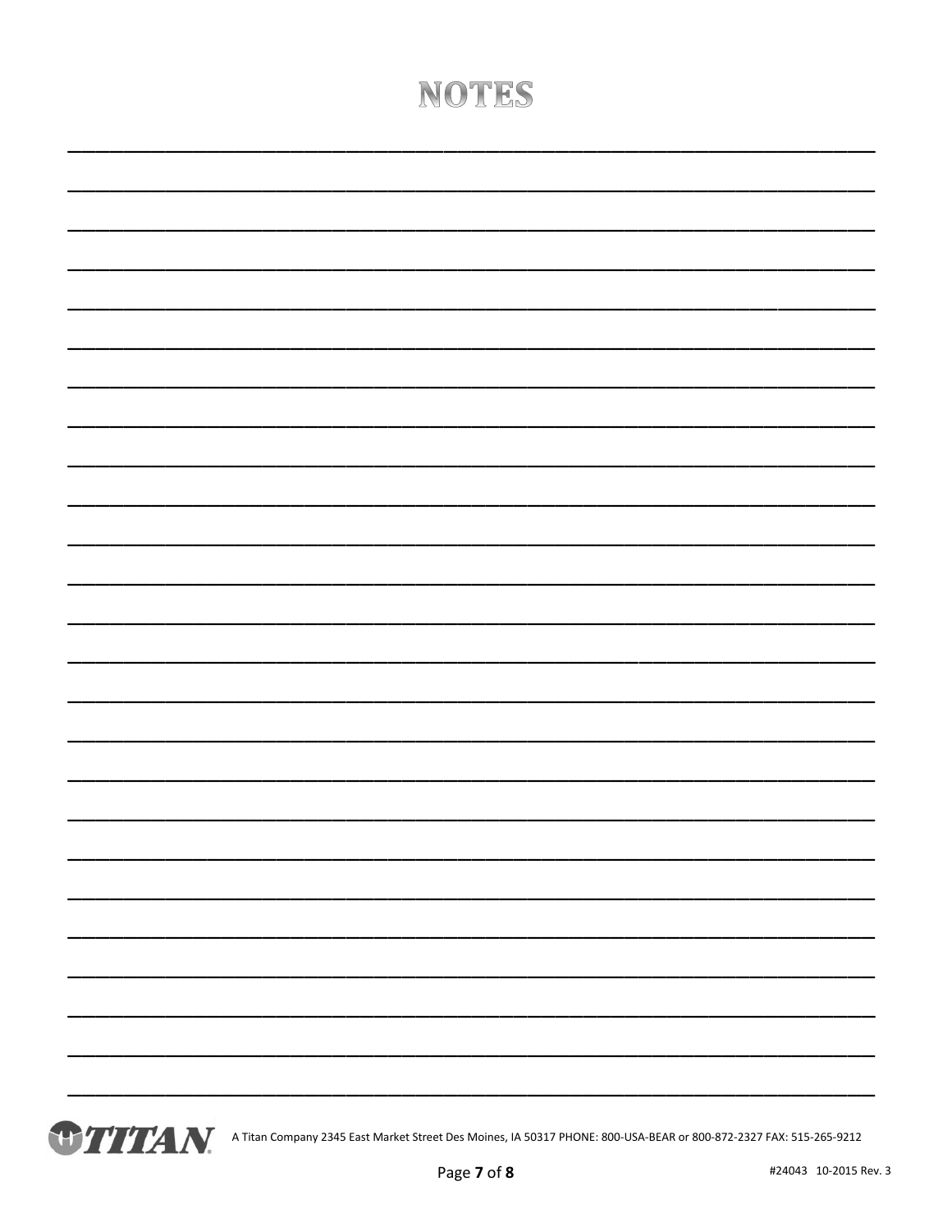# NOTES

___________________________________________________________________________

___________________________________________________________________________

___________________________________________________________________________

___________________________________________________________________________

___________________________________________________________________________

___________________________________________________________________________

___________________________________________________________________________

___________________________________________________________________________

___________________________________________________________________________

___________________________________________________________________________

___________________________________________________________________________

___________________________________________________________________________

___________________________________________________________________________

___________________________________________________________________________

___________________________________________________________________________

___________________________________________________________________________

___________________________________________________________________________

___________________________________________________________________________

___________________________________________________________________________

___________________________________________________________________________

___________________________________________________________________________

___________________________________________________________________________

___________________________________________________________________________

___________________________________________________________________________

___________________________________________________________________________

TITAN A Titan Company 2345 East Market Street Des Moines, IA 50317 PHONE: 800-USA-BEAR or 800-872-2327 FAX: 515-265-9212

#24043 10-2015 Rev. 3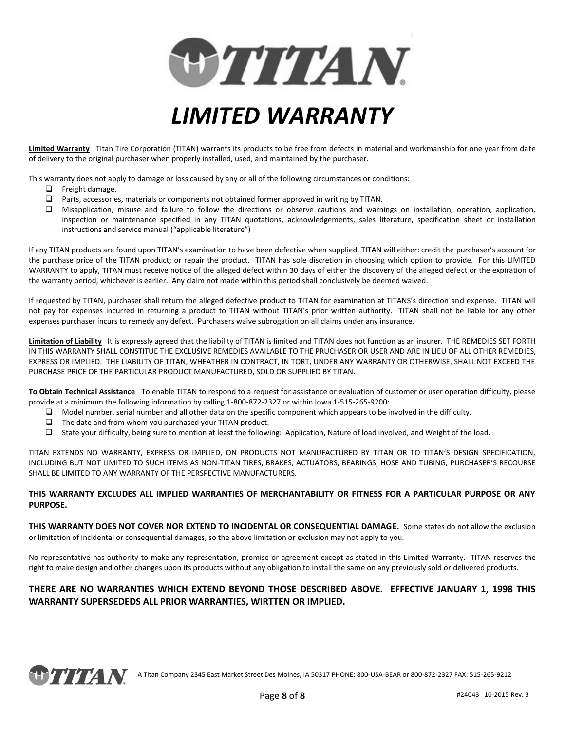# LIMITED WARRANTY

**Limited Warranty** Titan Tire Corporation (TITAN) warrants its products to be free from defects in material and workmanship for one year from date of delivery to the original purchaser when properly installed, used, and maintained by the purchaser.

This warranty does not apply to damage or loss caused by any or all of the following circumstances or conditions:

- Freight damage.
- Parts, accessories, materials or components not obtained former approved in writing by TITAN.
- Misapplication, misuse and failure to follow the directions or observe cautions and warnings on installation, operation, application, inspection or maintenance specified in any TITAN quotations, acknowledgements, sales literature, specification sheet or installation instructions and service manual ("applicable literature")

If any TITAN products are found upon TITAN's examination to have been defective when supplied, TITAN will either: credit the purchaser's account for the purchase price of the TITAN product; or repair the product. TITAN has sole discretion in choosing which option to provide. For this LIMITED WARRANTY to apply, TITAN must receive notice of the alleged defect within 30 days of either the discovery of the alleged defect or the expiration of the warranty period, whichever is earlier. Any claim not made within this period shall conclusively be deemed waived.

If requested by TITAN, purchaser shall return the alleged defective product to TITAN for examination at TITANS's direction and expense. TITAN will not pay for expenses incurred in returning a product to TITAN without TITAN's prior written authority. TITAN shall not be liable for any other expenses purchaser incurs to remedy any defect. Purchasers waive subrogation on all claims under any insurance.

**Limitation of Liability** It is expressly agreed that the liability of TITAN is limited and TITAN does not function as an insurer. THE REMEDIES SET FORTH IN THIS WARRANTY SHALL CONSTITUE THE EXCLUSIVE REMEDIES AVAILABLE TO THE PRUCHASER OR USER AND ARE IN LIEU OF ALL OTHER REMEDIES, EXPRESS OR IMPLIED. THE LIABILITY OF TITAN, WHEATHER IN CONTRACT, IN TORT, UNDER ANY WARRANTY OR OTHERWISE, SHALL NOT EXCEED THE PURCHASE PRICE OF THE PARTICULAR PRODUCT MANUFACTURED, SOLD OR SUPPLIED BY TITAN.

**To Obtain Technical Assistance** To enable TITAN to respond to a request for assistance or evaluation of customer or user operation difficulty, please provide at a minimum the following information by calling 1-800-872-2327 or within Iowa 1-515-265-9200:

- Model number, serial number and all other data on the specific component which appears to be involved in the difficulty.
- The date and from whom you purchased your TITAN product.
- State your difficulty, being sure to mention at least the following: Application, Nature of load involved, and Weight of the load.

TITAN EXTENDS NO WARRANTY, EXPRESS OR IMPLIED, ON PRODUCTS NOT MANUFACTURED BY TITAN OR TO TITAN'S DESIGN SPECIFICATION, INCLUDING BUT NOT LIMITED TO SUCH ITEMS AS NON-TITAN TIRES, BRAKES, ACTUATORS, BEARINGS, HOSE AND TUBING, PURCHASER'S RECOURSE SHALL BE LIMITED TO ANY WARRANTY OF THE PERSPECTIVE MANUFACTURERS.

**THIS WARRANTY EXCLUDES ALL IMPLIED WARRANTIES OF MERCHANTABILITY OR FITNESS FOR A PARTICULAR PURPOSE OR ANY PURPOSE.**

**THIS WARRANTY DOES NOT COVER NOR EXTEND TO INCIDENTAL OR CONSEQUENTIAL DAMAGE.** Some states do not allow the exclusion or limitation of incidental or consequential damages, so the above limitation or exclusion may not apply to you.

No representative has authority to make any representation, promise or agreement except as stated in this Limited Warranty. TITAN reserves the right to make design and other changes upon its products without any obligation to install the same on any previously sold or delivered products.

**THERE ARE NO WARRANTIES WHICH EXTEND BEYOND THOSE DESCRIBED ABOVE. EFFECTIVE JANUARY 1, 1998 THIS WARRANTY SUPERSEDEDS ALL PRIOR WARRANTIES, WIRTTEN OR IMPLIED.**

A Titan Company 2345 East Market Street Des Moines, IA 50317 PHONE: 800-USA-BEAR or 800-872-2327 FAX: 515-265-9212

#24043 10-2015 Rev. 3